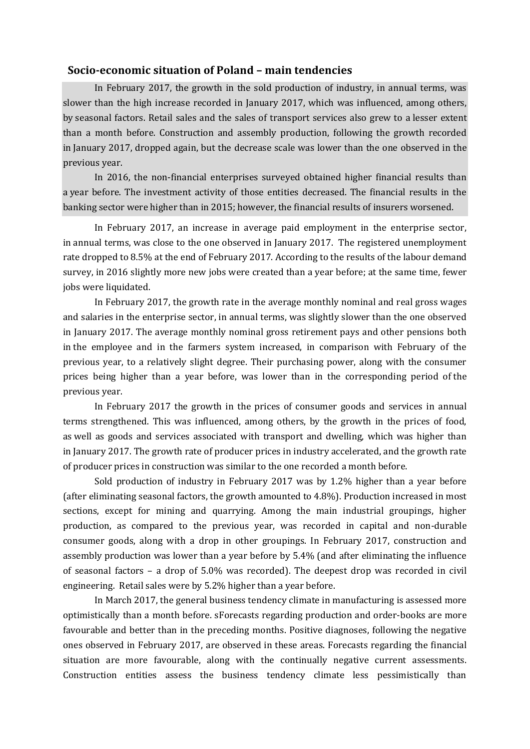## Socio-economic situation of Poland – main tendencies

In February 2017, the growth in the sold production of industry, in annual terms, was slower than the high increase recorded in January 2017, which was influenced, among others, by seasonal factors. Retail sales and the sales of transport services also grew to a lesser extent than a month before. Construction and assembly production, following the growth recorded in January 2017, dropped again, but the decrease scale was lower than the one observed in the previous year.

In 2016, the non-financial enterprises surveyed obtained higher financial results than a year before. The investment activity of those entities decreased. The financial results in the banking sector were higher than in 2015; however, the financial results of insurers worsened.

In February 2017, an increase in average paid employment in the enterprise sector, in annual terms, was close to the one observed in January 2017. The registered unemployment rate dropped to 8.5% at the end of February 2017. According to the results of the labour demand survey, in 2016 slightly more new jobs were created than a year before; at the same time, fewer jobs were liquidated.

In February 2017, the growth rate in the average monthly nominal and real gross wages and salaries in the enterprise sector, in annual terms, was slightly slower than the one observed in January 2017. The average monthly nominal gross retirement pays and other pensions both in the employee and in the farmers system increased, in comparison with February of the previous year, to a relatively slight degree. Their purchasing power, along with the consumer prices being higher than a year before, was lower than in the corresponding period of the previous year.

In February 2017 the growth in the prices of consumer goods and services in annual terms strengthened. This was influenced, among others, by the growth in the prices of food, as well as goods and services associated with transport and dwelling, which was higher than in January 2017. The growth rate of producer prices in industry accelerated, and the growth rate of producer prices in construction was similar to the one recorded a month before.

Sold production of industry in February 2017 was by 1.2% higher than a year before (after eliminating seasonal factors, the growth amounted to 4.8%). Production increased in most sections, except for mining and quarrying. Among the main industrial groupings, higher production, as compared to the previous year, was recorded in capital and non-durable consumer goods, along with a drop in other groupings. In February 2017, construction and assembly production was lower than a year before by 5.4% (and after eliminating the influence of seasonal factors – a drop of 5.0% was recorded). The deepest drop was recorded in civil engineering. Retail sales were by 5.2% higher than a year before.

In March 2017, the general business tendency climate in manufacturing is assessed more optimistically than a month before. sForecasts regarding production and order-books are more favourable and better than in the preceding months. Positive diagnoses, following the negative ones observed in February 2017, are observed in these areas. Forecasts regarding the financial situation are more favourable, along with the continually negative current assessments. Construction entities assess the business tendency climate less pessimistically than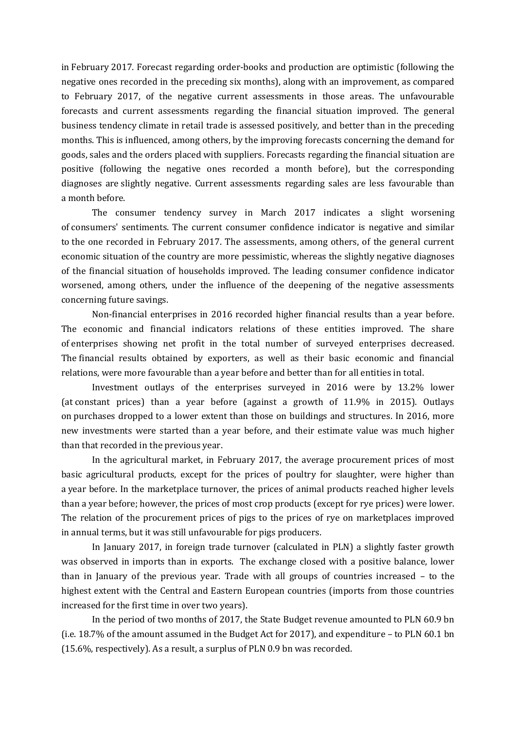in February 2017. Forecast regarding order-books and production are optimistic (following the negative ones recorded in the preceding six months), along with an improvement, as compared to February 2017, of the negative current assessments in those areas. The unfavourable forecasts and current assessments regarding the financial situation improved. The general business tendency climate in retail trade is assessed positively, and better than in the preceding months. This is influenced, among others, by the improving forecasts concerning the demand for goods, sales and the orders placed with suppliers. Forecasts regarding the financial situation are positive (following the negative ones recorded a month before), but the corresponding diagnoses are slightly negative. Current assessments regarding sales are less favourable than a month before.

The consumer tendency survey in March 2017 indicates a slight worsening of consumers' sentiments. The current consumer confidence indicator is negative and similar to the one recorded in February 2017. The assessments, among others, of the general current economic situation of the country are more pessimistic, whereas the slightly negative diagnoses of the financial situation of households improved. The leading consumer confidence indicator worsened, among others, under the influence of the deepening of the negative assessments concerning future savings.

Non-financial enterprises in 2016 recorded higher financial results than a year before. The economic and financial indicators relations of these entities improved. The share of enterprises showing net profit in the total number of surveyed enterprises decreased. The financial results obtained by exporters, as well as their basic economic and financial relations, were more favourable than a year before and better than for all entities in total.

Investment outlays of the enterprises surveyed in 2016 were by 13.2% lower (at constant prices) than a year before (against a growth of 11.9% in 2015). Outlays on purchases dropped to a lower extent than those on buildings and structures. In 2016, more new investments were started than a year before, and their estimate value was much higher than that recorded in the previous year.

In the agricultural market, in February 2017, the average procurement prices of most basic agricultural products, except for the prices of poultry for slaughter, were higher than a year before. In the marketplace turnover, the prices of animal products reached higher levels than a year before; however, the prices of most crop products (except for rye prices) were lower. The relation of the procurement prices of pigs to the prices of rye on marketplaces improved in annual terms, but it was still unfavourable for pigs producers.

In January 2017, in foreign trade turnover (calculated in PLN) a slightly faster growth was observed in imports than in exports. The exchange closed with a positive balance, lower than in January of the previous year. Trade with all groups of countries increased – to the highest extent with the Central and Eastern European countries (imports from those countries increased for the first time in over two years).

In the period of two months of 2017, the State Budget revenue amounted to PLN 60.9 bn (i.e. 18.7% of the amount assumed in the Budget Act for 2017), and expenditure – to PLN 60.1 bn (15.6%, respectively). As a result, a surplus of PLN 0.9 bn was recorded.